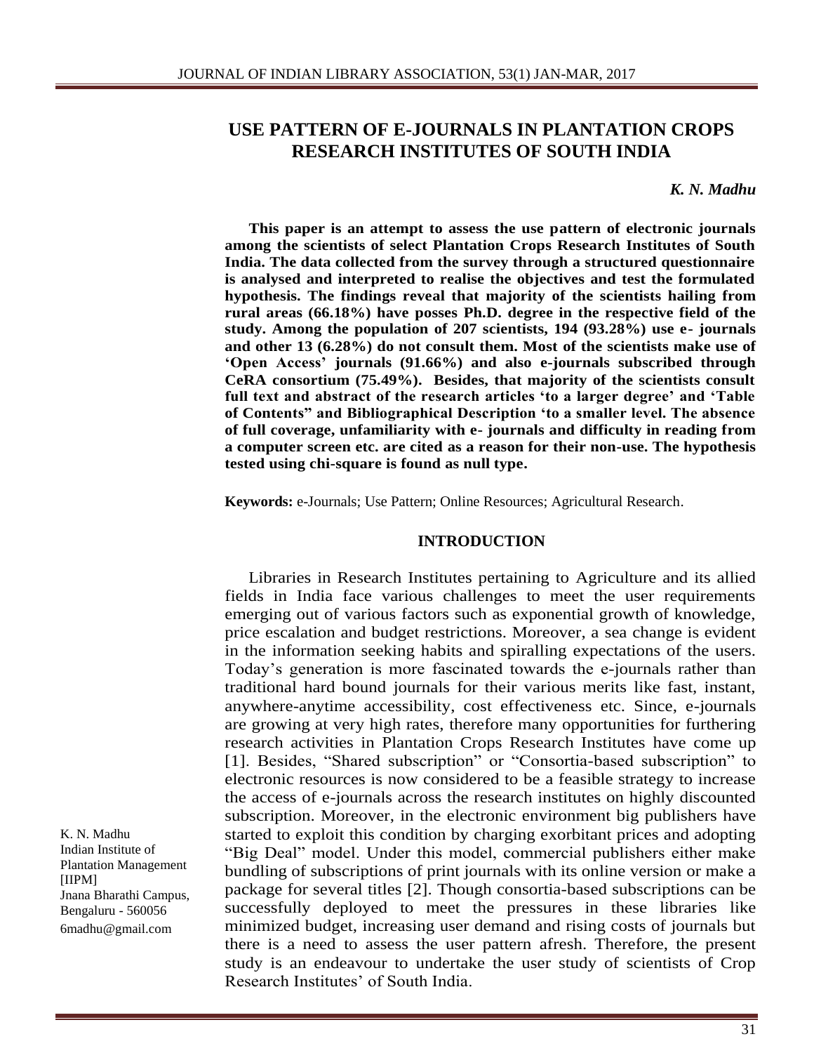# USE PATTERN OF E-JOURNALS IN PLANTATION CROPS RESEARCH INSTITUTES OF SOUTH INDIA

***K. N. Madhu***

**This paper is an attempt to assess the use pattern of electronic journals among the scientists of select Plantation Crops Research Institutes of South India. The data collected from the survey through a structured questionnaire is analysed and interpreted to realise the objectives and test the formulated hypothesis. The findings reveal that majority of the scientists hailing from rural areas (66.18%) have posses Ph.D. degree in the respective field of the study. Among the population of 207 scientists, 194 (93.28%) use e- journals and other 13 (6.28%) do not consult them. Most of the scientists make use of 'Open Access' journals (91.66%) and also e-journals subscribed through CeRA consortium (75.49%). Besides, that majority of the scientists consult full text and abstract of the research articles 'to a larger degree' and 'Table of Contents" and Bibliographical Description 'to a smaller level. The absence of full coverage, unfamiliarity with e- journals and difficulty in reading from a computer screen etc. are cited as a reason for their non-use. The hypothesis tested using chi-square is found as null type.**

**Keywords:** e-Journals; Use Pattern; Online Resources; Agricultural Research.

## INTRODUCTION

Libraries in Research Institutes pertaining to Agriculture and its allied fields in India face various challenges to meet the user requirements emerging out of various factors such as exponential growth of knowledge, price escalation and budget restrictions. Moreover, a sea change is evident in the information seeking habits and spiralling expectations of the users. Today's generation is more fascinated towards the e-journals rather than traditional hard bound journals for their various merits like fast, instant, anywhere-anytime accessibility, cost effectiveness etc. Since, e-journals are growing at very high rates, therefore many opportunities for furthering research activities in Plantation Crops Research Institutes have come up [1]. Besides, "Shared subscription" or "Consortia-based subscription" to electronic resources is now considered to be a feasible strategy to increase the access of e-journals across the research institutes on highly discounted subscription. Moreover, in the electronic environment big publishers have started to exploit this condition by charging exorbitant prices and adopting "Big Deal" model. Under this model, commercial publishers either make bundling of subscriptions of print journals with its online version or make a package for several titles [2]. Though consortia-based subscriptions can be successfully deployed to meet the pressures in these libraries like minimized budget, increasing user demand and rising costs of journals but there is a need to assess the user pattern afresh. Therefore, the present study is an endeavour to undertake the user study of scientists of Crop Research Institutes' of South India.

K. N. Madhu
Indian Institute of Plantation Management [IIPM]
Jnana Bharathi Campus, Bengaluru - 560056
6madhu@gmail.com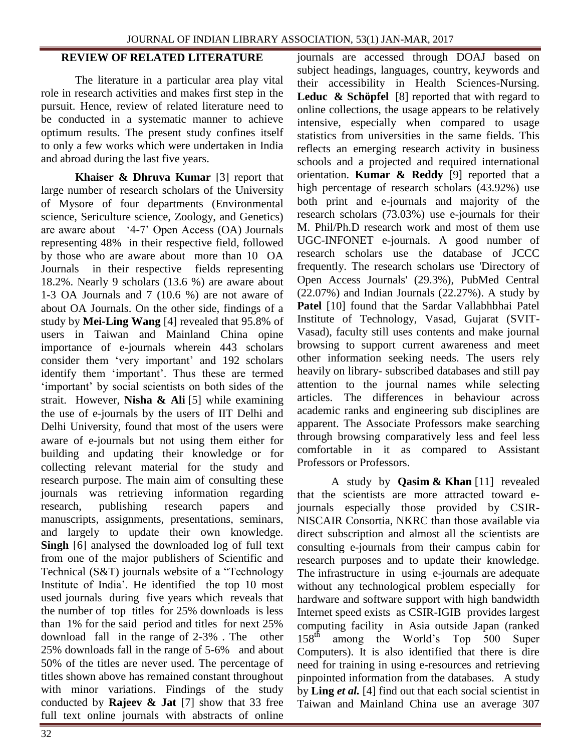## REVIEW OF RELATED LITERATURE

The literature in a particular area play vital role in research activities and makes first step in the pursuit. Hence, review of related literature need to be conducted in a systematic manner to achieve optimum results. The present study confines itself to only a few works which were undertaken in India and abroad during the last five years.

**Khaiser & Dhruva Kumar** [3] report that large number of research scholars of the University of Mysore of four departments (Environmental science, Sericulture science, Zoology, and Genetics) are aware about '4-7' Open Access (OA) Journals representing 48% in their respective field, followed by those who are aware about more than 10 OA Journals in their respective fields representing 18.2%. Nearly 9 scholars (13.6 %) are aware about 1-3 OA Journals and 7 (10.6 %) are not aware of about OA Journals. On the other side, findings of a study by **Mei-Ling Wang** [4] revealed that 95.8% of users in Taiwan and Mainland China opine importance of e-journals wherein 443 scholars consider them 'very important' and 192 scholars identify them 'important'. Thus these are termed 'important' by social scientists on both sides of the strait. However, **Nisha & Ali** [5] while examining the use of e-journals by the users of IIT Delhi and Delhi University, found that most of the users were aware of e-journals but not using them either for building and updating their knowledge or for collecting relevant material for the study and research purpose. The main aim of consulting these journals was retrieving information regarding research, publishing research papers and manuscripts, assignments, presentations, seminars, and largely to update their own knowledge. **Singh** [6] analysed the downloaded log of full text from one of the major publishers of Scientific and Technical (S&T) journals website of a "Technology Institute of India'. He identified the top 10 most used journals during five years which reveals that the number of top titles for 25% downloads is less than 1% for the said period and titles for next 25% download fall in the range of 2-3% . The other 25% downloads fall in the range of 5-6% and about 50% of the titles are never used. The percentage of titles shown above has remained constant throughout with minor variations. Findings of the study conducted by **Rajeev & Jat** [7] show that 33 free full text online journals with abstracts of online journals are accessed through DOAJ based on subject headings, languages, country, keywords and their accessibility in Health Sciences-Nursing. **Leduc & Schöpfel** [8] reported that with regard to online collections, the usage appears to be relatively intensive, especially when compared to usage statistics from universities in the same fields. This reflects an emerging research activity in business schools and a projected and required international orientation. **Kumar & Reddy** [9] reported that a high percentage of research scholars (43.92%) use both print and e-journals and majority of the research scholars (73.03%) use e-journals for their M. Phil/Ph.D research work and most of them use UGC-INFONET e-journals. A good number of research scholars use the database of JCCC frequently. The research scholars use 'Directory of Open Access Journals' (29.3%), PubMed Central (22.07%) and Indian Journals (22.27%). A study by **Patel** [10] found that the Sardar Vallabhbhai Patel Institute of Technology, Vasad, Gujarat (SVIT-Vasad), faculty still uses contents and make journal browsing to support current awareness and meet other information seeking needs. The users rely heavily on library- subscribed databases and still pay attention to the journal names while selecting articles. The differences in behaviour across academic ranks and engineering sub disciplines are apparent. The Associate Professors make searching through browsing comparatively less and feel less comfortable in it as compared to Assistant Professors or Professors.

A study by **Qasim & Khan** [11] revealed that the scientists are more attracted toward e-journals especially those provided by CSIR-NISCAIR Consortia, NKRC than those available via direct subscription and almost all the scientists are consulting e-journals from their campus cabin for research purposes and to update their knowledge. The infrastructure in using e-journals are adequate without any technological problem especially for hardware and software support with high bandwidth Internet speed exists as CSIR-IGIB provides largest computing facility in Asia outside Japan (ranked 158th among the World's Top 500 Super Computers). It is also identified that there is dire need for training in using e-resources and retrieving pinpointed information from the databases. A study by **Ling *et al.*** [4] find out that each social scientist in Taiwan and Mainland China use an average 307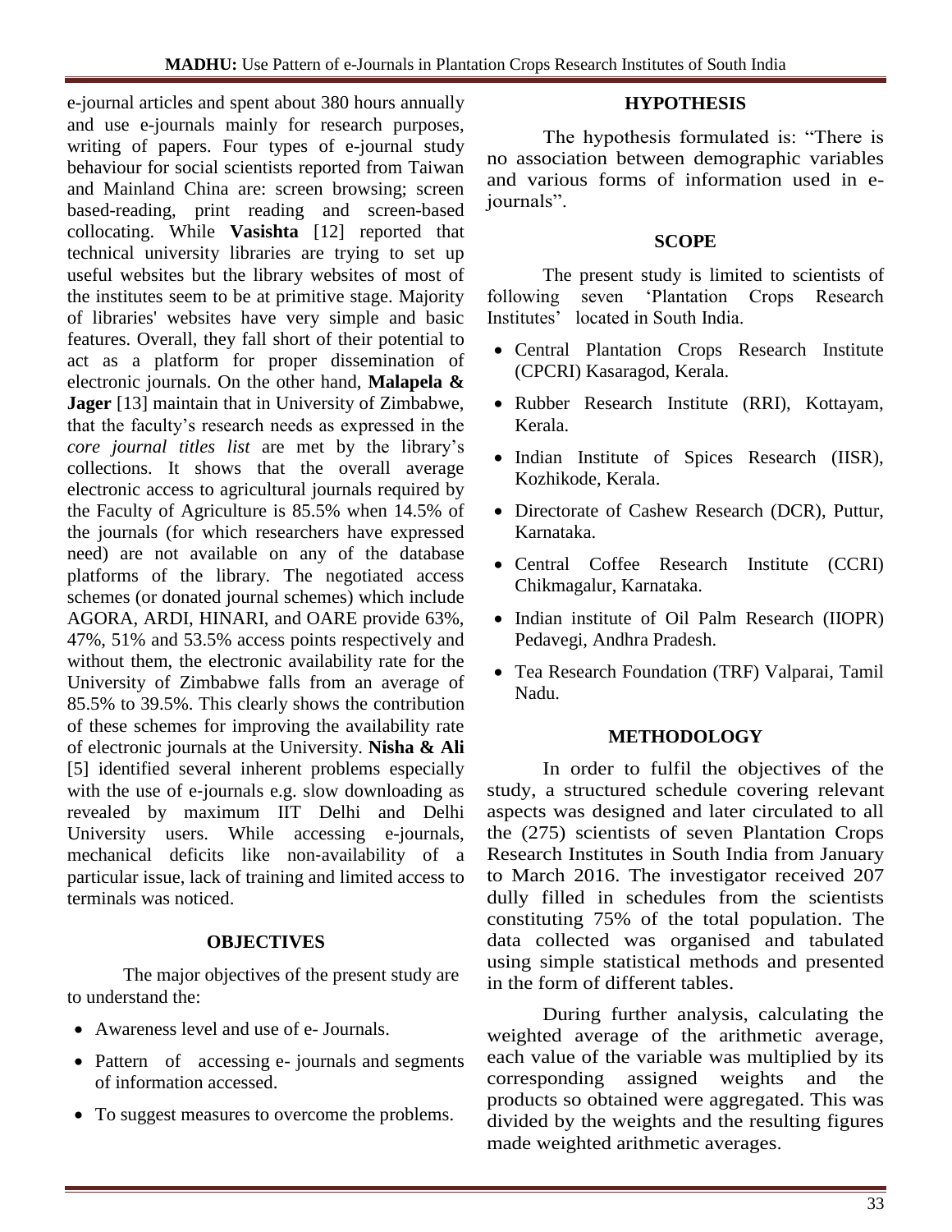e-journal articles and spent about 380 hours annually and use e-journals mainly for research purposes, writing of papers. Four types of e-journal study behaviour for social scientists reported from Taiwan and Mainland China are: screen browsing; screen based-reading, print reading and screen-based collocating. While **Vasishta** [12] reported that technical university libraries are trying to set up useful websites but the library websites of most of the institutes seem to be at primitive stage. Majority of libraries' websites have very simple and basic features. Overall, they fall short of their potential to act as a platform for proper dissemination of electronic journals. On the other hand, **Malapela & Jager** [13] maintain that in University of Zimbabwe, that the faculty's research needs as expressed in the *core journal titles list* are met by the library's collections. It shows that the overall average electronic access to agricultural journals required by the Faculty of Agriculture is 85.5% when 14.5% of the journals (for which researchers have expressed need) are not available on any of the database platforms of the library. The negotiated access schemes (or donated journal schemes) which include AGORA, ARDI, HINARI, and OARE provide 63%, 47%, 51% and 53.5% access points respectively and without them, the electronic availability rate for the University of Zimbabwe falls from an average of 85.5% to 39.5%. This clearly shows the contribution of these schemes for improving the availability rate of electronic journals at the University. **Nisha & Ali** [5] identified several inherent problems especially with the use of e-journals e.g. slow downloading as revealed by maximum IIT Delhi and Delhi University users. While accessing e-journals, mechanical deficits like non-availability of a particular issue, lack of training and limited access to terminals was noticed.

## OBJECTIVES

The major objectives of the present study are to understand the:

- Awareness level and use of e- Journals.
- Pattern of accessing e- journals and segments of information accessed.
- To suggest measures to overcome the problems.

## HYPOTHESIS

The hypothesis formulated is: "There is no association between demographic variables and various forms of information used in e-journals".

## SCOPE

The present study is limited to scientists of following seven 'Plantation Crops Research Institutes' located in South India.

- Central Plantation Crops Research Institute (CPCRI) Kasaragod, Kerala.
- Rubber Research Institute (RRI), Kottayam, Kerala.
- Indian Institute of Spices Research (IISR), Kozhikode, Kerala.
- Directorate of Cashew Research (DCR), Puttur, Karnataka.
- Central Coffee Research Institute (CCRI) Chikmagalur, Karnataka.
- Indian institute of Oil Palm Research (IIOPR) Pedavegi, Andhra Pradesh.
- Tea Research Foundation (TRF) Valparai, Tamil Nadu.

## METHODOLOGY

In order to fulfil the objectives of the study, a structured schedule covering relevant aspects was designed and later circulated to all the (275) scientists of seven Plantation Crops Research Institutes in South India from January to March 2016. The investigator received 207 dully filled in schedules from the scientists constituting 75% of the total population. The data collected was organised and tabulated using simple statistical methods and presented in the form of different tables.

During further analysis, calculating the weighted average of the arithmetic average, each value of the variable was multiplied by its corresponding assigned weights and the products so obtained were aggregated. This was divided by the weights and the resulting figures made weighted arithmetic averages.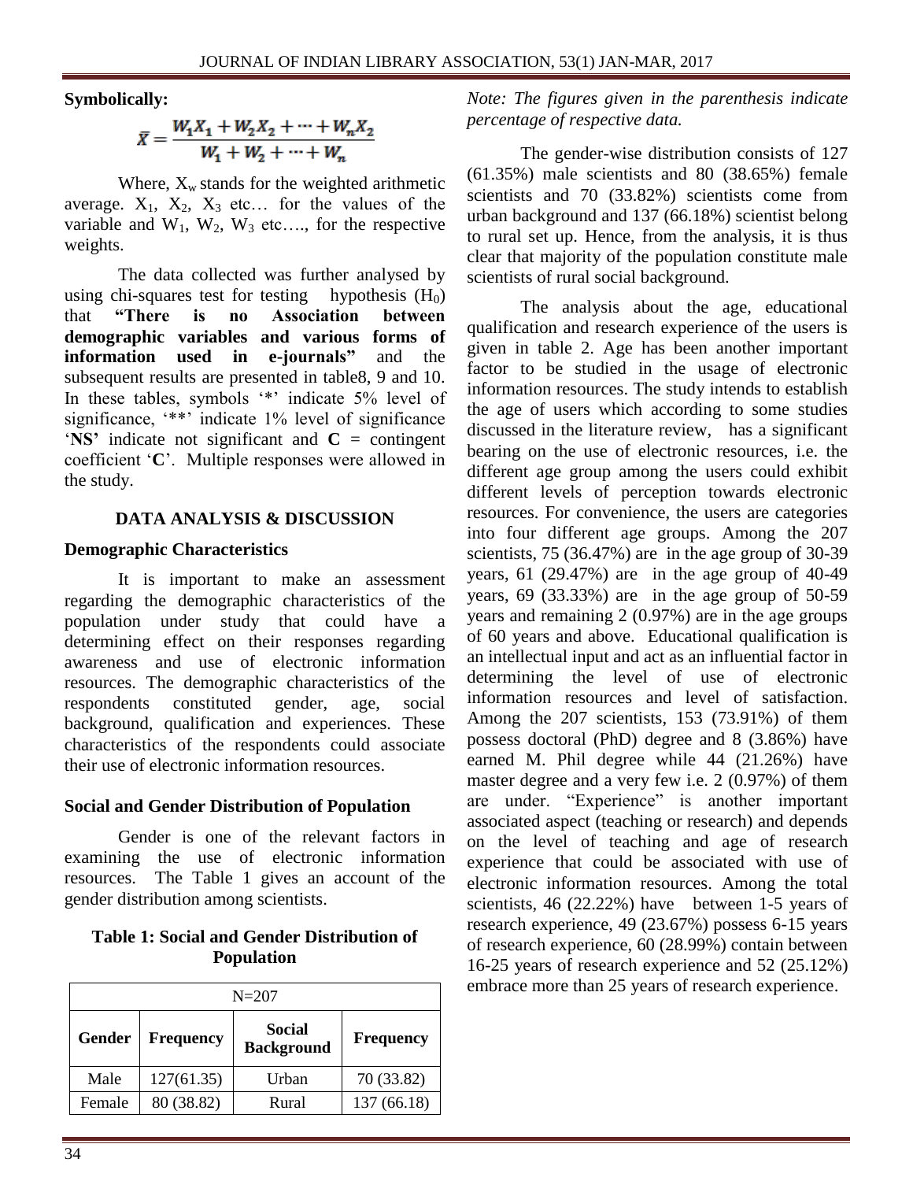**Symbolically:**

$$\bar{X} = \frac{W_1X_1 + W_2X_2 + \cdots + W_nX_2}{W_1 + W_2 + \cdots + W_n}$$

Where, $X_w$ stands for the weighted arithmetic average. $X_1$, $X_2$, $X_3$ etc… for the values of the variable and $W_1$, $W_2$, $W_3$ etc…., for the respective weights.

The data collected was further analysed by using chi-squares test for testing hypothesis ($H_0$) that **"There is no Association between demographic variables and various forms of information used in e-journals"** and the subsequent results are presented in table8, 9 and 10. In these tables, symbols '*' indicate 5% level of significance, '**' indicate 1% level of significance '**NS'** indicate not significant and **C** = contingent coefficient '**C**'. Multiple responses were allowed in the study.

## DATA ANALYSIS & DISCUSSION

### Demographic Characteristics

It is important to make an assessment regarding the demographic characteristics of the population under study that could have a determining effect on their responses regarding awareness and use of electronic information resources. The demographic characteristics of the respondents constituted gender, age, social background, qualification and experiences. These characteristics of the respondents could associate their use of electronic information resources.

### Social and Gender Distribution of Population

Gender is one of the relevant factors in examining the use of electronic information resources. The Table 1 gives an account of the gender distribution among scientists.

**Table 1: Social and Gender Distribution of Population**

| N=207 | | | |
|---|---|---|---|
| **Gender** | **Frequency** | **Social Background** | **Frequency** |
| Male | 127(61.35) | Urban | 70 (33.82) |
| Female | 80 (38.82) | Rural | 137 (66.18) |

*Note: The figures given in the parenthesis indicate percentage of respective data.*

The gender-wise distribution consists of 127 (61.35%) male scientists and 80 (38.65%) female scientists and 70 (33.82%) scientists come from urban background and 137 (66.18%) scientist belong to rural set up. Hence, from the analysis, it is thus clear that majority of the population constitute male scientists of rural social background.

The analysis about the age, educational qualification and research experience of the users is given in table 2. Age has been another important factor to be studied in the usage of electronic information resources. The study intends to establish the age of users which according to some studies discussed in the literature review, has a significant bearing on the use of electronic resources, i.e. the different age group among the users could exhibit different levels of perception towards electronic resources. For convenience, the users are categories into four different age groups. Among the 207 scientists, 75 (36.47%) are in the age group of 30-39 years, 61 (29.47%) are in the age group of 40-49 years, 69 (33.33%) are in the age group of 50-59 years and remaining 2 (0.97%) are in the age groups of 60 years and above. Educational qualification is an intellectual input and act as an influential factor in determining the level of use of electronic information resources and level of satisfaction. Among the 207 scientists, 153 (73.91%) of them possess doctoral (PhD) degree and 8 (3.86%) have earned M. Phil degree while 44 (21.26%) have master degree and a very few i.e. 2 (0.97%) of them are under. "Experience" is another important associated aspect (teaching or research) and depends on the level of teaching and age of research experience that could be associated with use of electronic information resources. Among the total scientists, 46 (22.22%) have between 1-5 years of research experience, 49 (23.67%) possess 6-15 years of research experience, 60 (28.99%) contain between 16-25 years of research experience and 52 (25.12%) embrace more than 25 years of research experience.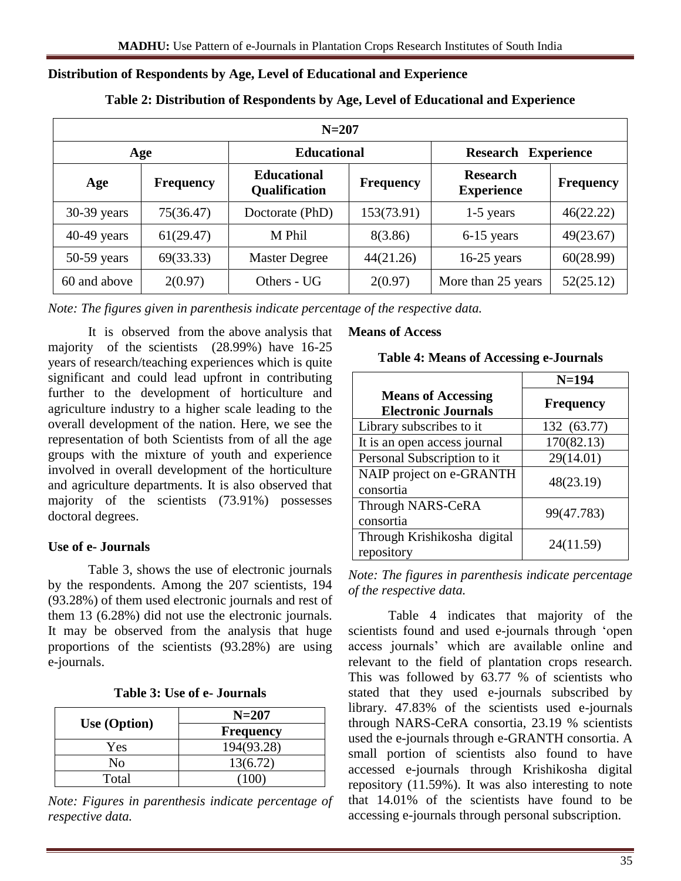## Distribution of Respondents by Age, Level of Educational and Experience

**Table 2: Distribution of Respondents by Age, Level of Educational and Experience**

| N=207 | | | | | |
|---|---|---|---|---|---|
| **Age** | | **Educational** | | **Research Experience** | |
| **Age** | **Frequency** | **Educational Qualification** | **Frequency** | **Research Experience** | **Frequency** |
| 30-39 years | 75(36.47) | Doctorate (PhD) | 153(73.91) | 1-5 years | 46(22.22) |
| 40-49 years | 61(29.47) | M Phil | 8(3.86) | 6-15 years | 49(23.67) |
| 50-59 years | 69(33.33) | Master Degree | 44(21.26) | 16-25 years | 60(28.99) |
| 60 and above | 2(0.97) | Others - UG | 2(0.97) | More than 25 years | 52(25.12) |

*Note: The figures given in parenthesis indicate percentage of the respective data.*

It is observed from the above analysis that majority of the scientists (28.99%) have 16-25 years of research/teaching experiences which is quite significant and could lead upfront in contributing further to the development of horticulture and agriculture industry to a higher scale leading to the overall development of the nation. Here, we see the representation of both Scientists from of all the age groups with the mixture of youth and experience involved in overall development of the horticulture and agriculture departments. It is also observed that majority of the scientists (73.91%) possesses doctoral degrees.

### Use of e- Journals

Table 3, shows the use of electronic journals by the respondents. Among the 207 scientists, 194 (93.28%) of them used electronic journals and rest of them 13 (6.28%) did not use the electronic journals. It may be observed from the analysis that huge proportions of the scientists (93.28%) are using e-journals.

**Table 3: Use of e- Journals**

| Use (Option) | N=207 |
|---|---|
| | **Frequency** |
| Yes | 194(93.28) |
| No | 13(6.72) |
| Total | (100) |

*Note: Figures in parenthesis indicate percentage of respective data.*

### Means of Access

**Table 4: Means of Accessing e-Journals**

| Means of Accessing Electronic Journals | N=194 |
|---|---|
| | **Frequency** |
| Library subscribes to it | 132 (63.77) |
| It is an open access journal | 170(82.13) |
| Personal Subscription to it | 29(14.01) |
| NAIP project on e-GRANTH consortia | 48(23.19) |
| Through NARS-CeRA consortia | 99(47.783) |
| Through Krishikosha digital repository | 24(11.59) |

*Note: The figures in parenthesis indicate percentage of the respective data.*

Table 4 indicates that majority of the scientists found and used e-journals through 'open access journals' which are available online and relevant to the field of plantation crops research. This was followed by 63.77 % of scientists who stated that they used e-journals subscribed by library. 47.83% of the scientists used e-journals through NARS-CeRA consortia, 23.19 % scientists used the e-journals through e-GRANTH consortia. A small portion of scientists also found to have accessed e-journals through Krishikosha digital repository (11.59%). It was also interesting to note that 14.01% of the scientists have found to be accessing e-journals through personal subscription.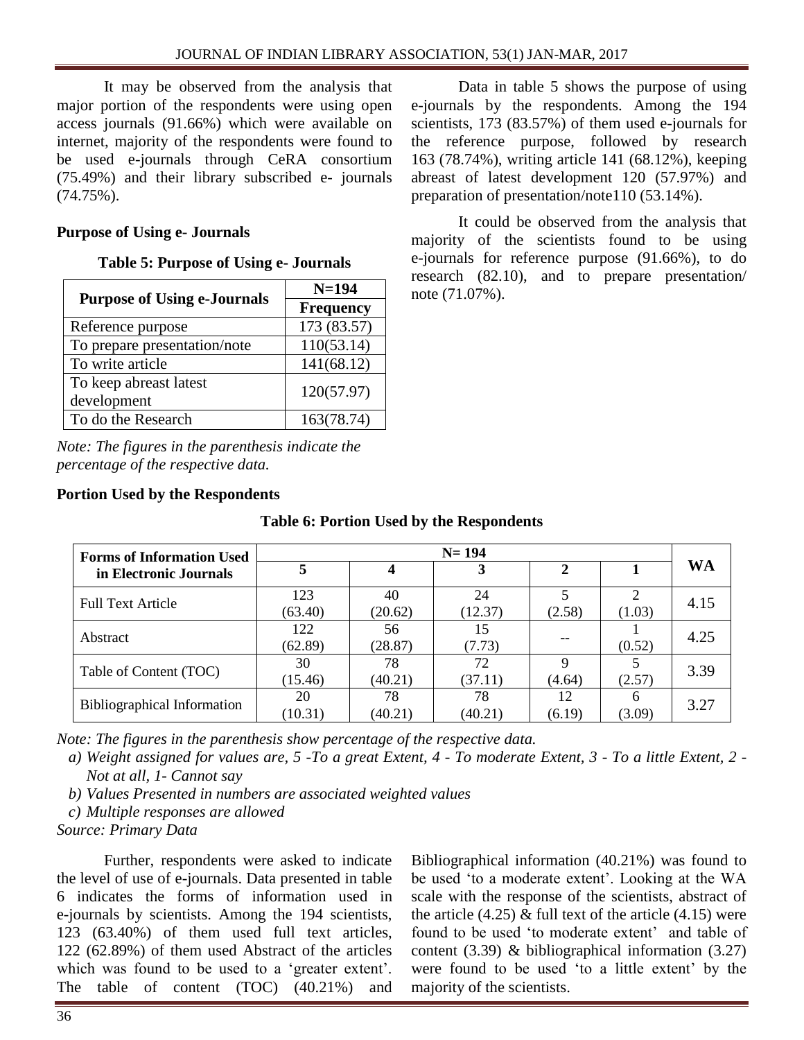It may be observed from the analysis that major portion of the respondents were using open access journals (91.66%) which were available on internet, majority of the respondents were found to be used e-journals through CeRA consortium (75.49%) and their library subscribed e- journals (74.75%).

### Purpose of Using e- Journals

**Table 5: Purpose of Using e- Journals**

| Purpose of Using e-Journals | N=194 |
|---|---|
| | Frequency |
| Reference purpose | 173 (83.57) |
| To prepare presentation/note | 110(53.14) |
| To write article | 141(68.12) |
| To keep abreast latest development | 120(57.97) |
| To do the Research | 163(78.74) |

*Note: The figures in the parenthesis indicate the percentage of the respective data.*

Data in table 5 shows the purpose of using e-journals by the respondents. Among the 194 scientists, 173 (83.57%) of them used e-journals for the reference purpose, followed by research 163 (78.74%), writing article 141 (68.12%), keeping abreast of latest development 120 (57.97%) and preparation of presentation/note110 (53.14%).

It could be observed from the analysis that majority of the scientists found to be using e-journals for reference purpose (91.66%), to do research (82.10), and to prepare presentation/ note (71.07%).

### Portion Used by the Respondents

**Table 6: Portion Used by the Respondents**

| Forms of Information Used in Electronic Journals | N= 194 | | | | | WA |
|---|---|---|---|---|---|---|
| | 5 | 4 | 3 | 2 | 1 | |
| Full Text Article | 123 (63.40) | 40 (20.62) | 24 (12.37) | 5 (2.58) | 2 (1.03) | 4.15 |
| Abstract | 122 (62.89) | 56 (28.87) | 15 (7.73) | -- | 1 (0.52) | 4.25 |
| Table of Content (TOC) | 30 (15.46) | 78 (40.21) | 72 (37.11) | 9 (4.64) | 5 (2.57) | 3.39 |
| Bibliographical Information | 20 (10.31) | 78 (40.21) | 78 (40.21) | 12 (6.19) | 6 (3.09) | 3.27 |

*Note: The figures in the parenthesis show percentage of the respective data.*

*a) Weight assigned for values are, 5 -To a great Extent, 4 - To moderate Extent, 3 - To a little Extent, 2 - Not at all, 1- Cannot say*

*b) Values Presented in numbers are associated weighted values*

*c) Multiple responses are allowed*

*Source: Primary Data*

Further, respondents were asked to indicate the level of use of e-journals. Data presented in table 6 indicates the forms of information used in e-journals by scientists. Among the 194 scientists, 123 (63.40%) of them used full text articles, 122 (62.89%) of them used Abstract of the articles which was found to be used to a 'greater extent'. The table of content (TOC) (40.21%) and Bibliographical information (40.21%) was found to be used 'to a moderate extent'. Looking at the WA scale with the response of the scientists, abstract of the article (4.25) & full text of the article (4.15) were found to be used 'to moderate extent' and table of content (3.39) & bibliographical information (3.27) were found to be used 'to a little extent' by the majority of the scientists.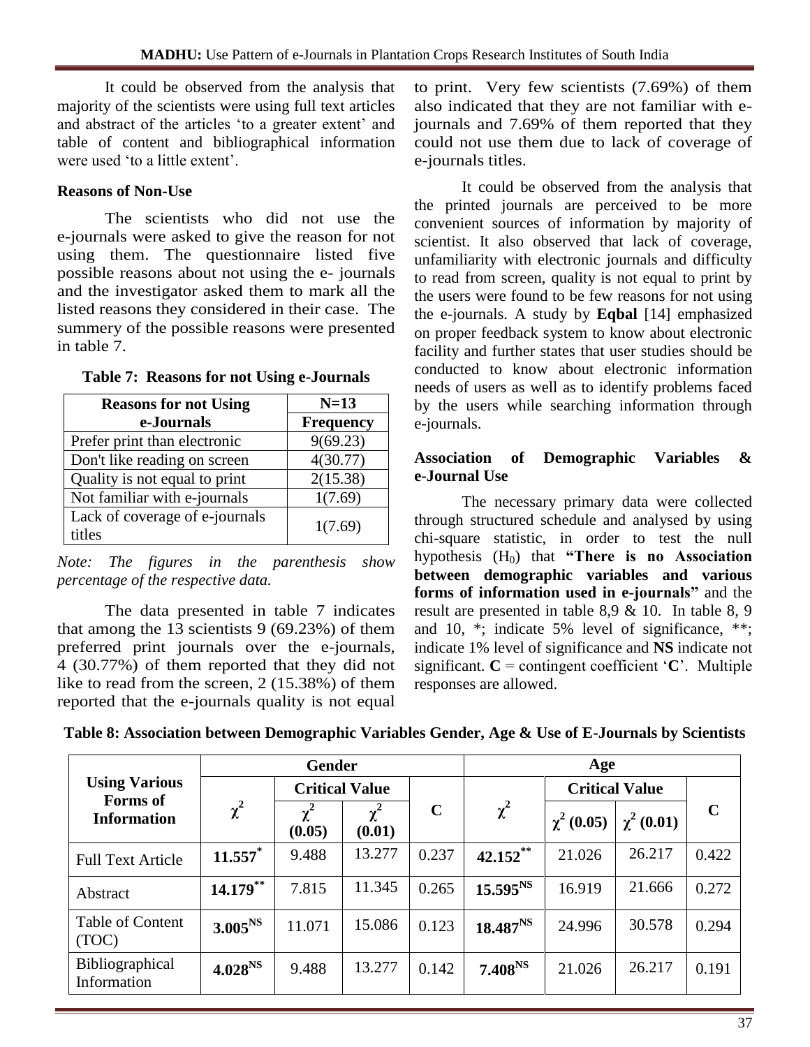It could be observed from the analysis that majority of the scientists were using full text articles and abstract of the articles 'to a greater extent' and table of content and bibliographical information were used 'to a little extent'.

**Reasons of Non-Use**

The scientists who did not use the e-journals were asked to give the reason for not using them. The questionnaire listed five possible reasons about not using the e- journals and the investigator asked them to mark all the listed reasons they considered in their case. The summery of the possible reasons were presented in table 7.

**Table 7: Reasons for not Using e-Journals**

| Reasons for not Using e-Journals | N=13 Frequency |
|---|---|
| Prefer print than electronic | 9(69.23) |
| Don't like reading on screen | 4(30.77) |
| Quality is not equal to print | 2(15.38) |
| Not familiar with e-journals | 1(7.69) |
| Lack of coverage of e-journals titles | 1(7.69) |

*Note: The figures in the parenthesis show percentage of the respective data.*

The data presented in table 7 indicates that among the 13 scientists 9 (69.23%) of them preferred print journals over the e-journals, 4 (30.77%) of them reported that they did not like to read from the screen, 2 (15.38%) of them reported that the e-journals quality is not equal to print. Very few scientists (7.69%) of them also indicated that they are not familiar with e-journals and 7.69% of them reported that they could not use them due to lack of coverage of e-journals titles.

It could be observed from the analysis that the printed journals are perceived to be more convenient sources of information by majority of scientist. It also observed that lack of coverage, unfamiliarity with electronic journals and difficulty to read from screen, quality is not equal to print by the users were found to be few reasons for not using the e-journals. A study by **Eqbal** [14] emphasized on proper feedback system to know about electronic facility and further states that user studies should be conducted to know about electronic information needs of users as well as to identify problems faced by the users while searching information through e-journals.

**Association of Demographic Variables & e-Journal Use**

The necessary primary data were collected through structured schedule and analysed by using chi-square statistic, in order to test the null hypothesis ($H_0$) that **"There is no Association between demographic variables and various forms of information used in e-journals"** and the result are presented in table 8,9 & 10. In table 8, 9 and 10, *; indicate 5% level of significance, **; indicate 1% level of significance and **NS** indicate not significant. **C** = contingent coefficient '**C**'. Multiple responses are allowed.

**Table 8: Association between Demographic Variables Gender, Age & Use of E-Journals by Scientists**

| Using Various Forms of Information | Gender | | | | Age | | | |
|---|---|---|---|---|---|---|---|---|
| | $\chi^2$ | Critical Value | | C | $\chi^2$ | Critical Value | | C |
| | | $\chi^2$ (0.05) | $\chi^2$ (0.01) | | | $\chi^2$ (0.05) | $\chi^2$ (0.01) | |
| Full Text Article | **11.557***  | 9.488 | 13.277 | 0.237 | **42.152**** | 21.026 | 26.217 | 0.422 |
| Abstract | **14.179**** | 7.815 | 11.345 | 0.265 | **15.595$^{NS}$** | 16.919 | 21.666 | 0.272 |
| Table of Content (TOC) | **3.005$^{NS}$** | 11.071 | 15.086 | 0.123 | **18.487$^{NS}$** | 24.996 | 30.578 | 0.294 |
| Bibliographical Information | **4.028$^{NS}$** | 9.488 | 13.277 | 0.142 | **7.408$^{NS}$** | 21.026 | 26.217 | 0.191 |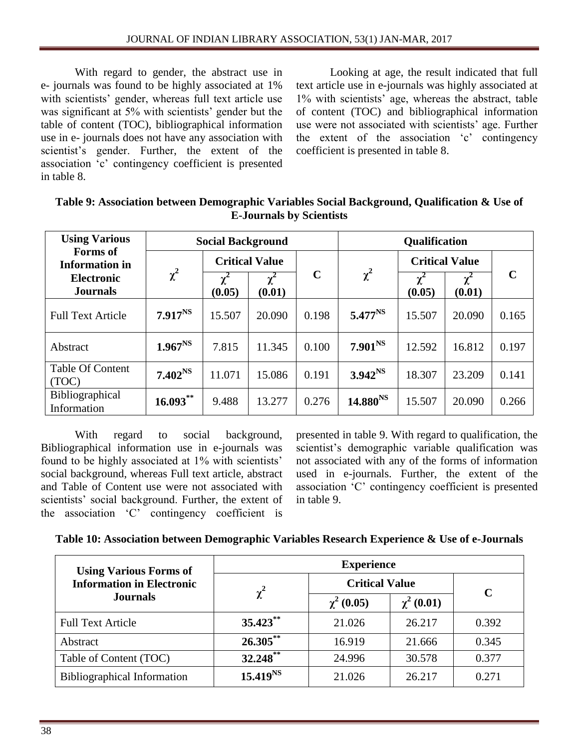With regard to gender, the abstract use in e- journals was found to be highly associated at 1% with scientists' gender, whereas full text article use was significant at 5% with scientists' gender but the table of content (TOC), bibliographical information use in e- journals does not have any association with scientist's gender. Further, the extent of the association 'c' contingency coefficient is presented in table 8.

Looking at age, the result indicated that full text article use in e-journals was highly associated at 1% with scientists' age, whereas the abstract, table of content (TOC) and bibliographical information use were not associated with scientists' age. Further the extent of the association 'c' contingency coefficient is presented in table 8.

**Table 9: Association between Demographic Variables Social Background, Qualification & Use of E-Journals by Scientists**

| Using Various Forms of Information in Electronic Journals | Social Background | | | | Qualification | | | |
|---|---|---|---|---|---|---|---|---|
| | $\chi^2$ | Critical Value | | C | $\chi^2$ | Critical Value | | C |
| | | $\chi^2$ (0.05) | $\chi^2$ (0.01) | | | $\chi^2$ (0.05) | $\chi^2$ (0.01) | |
| Full Text Article | **7.917**$^{NS}$ | 15.507 | 20.090 | 0.198 | **5.477**$^{NS}$ | 15.507 | 20.090 | 0.165 |
| Abstract | **1.967**$^{NS}$ | 7.815 | 11.345 | 0.100 | **7.901**$^{NS}$ | 12.592 | 16.812 | 0.197 |
| Table Of Content (TOC) | **7.402**$^{NS}$ | 11.071 | 15.086 | 0.191 | **3.942**$^{NS}$ | 18.307 | 23.209 | 0.141 |
| Bibliographical Information | **16.093**$^{**}$ | 9.488 | 13.277 | 0.276 | **14.880**$^{NS}$ | 15.507 | 20.090 | 0.266 |

With regard to social background, Bibliographical information use in e-journals was found to be highly associated at 1% with scientists' social background, whereas Full text article, abstract and Table of Content use were not associated with scientists' social background. Further, the extent of the association 'C' contingency coefficient is presented in table 9. With regard to qualification, the scientist's demographic variable qualification was not associated with any of the forms of information used in e-journals. Further, the extent of the association 'C' contingency coefficient is presented in table 9.

**Table 10: Association between Demographic Variables Research Experience & Use of e-Journals**

| Using Various Forms of Information in Electronic Journals | Experience | | | |
|---|---|---|---|---|
| | $\chi^2$ | Critical Value | | C |
| | | $\chi^2$ (0.05) | $\chi^2$ (0.01) | |
| Full Text Article | **35.423**$^{**}$ | 21.026 | 26.217 | 0.392 |
| Abstract | **26.305**$^{**}$ | 16.919 | 21.666 | 0.345 |
| Table of Content (TOC) | **32.248**$^{**}$ | 24.996 | 30.578 | 0.377 |
| Bibliographical Information | **15.419**$^{NS}$ | 21.026 | 26.217 | 0.271 |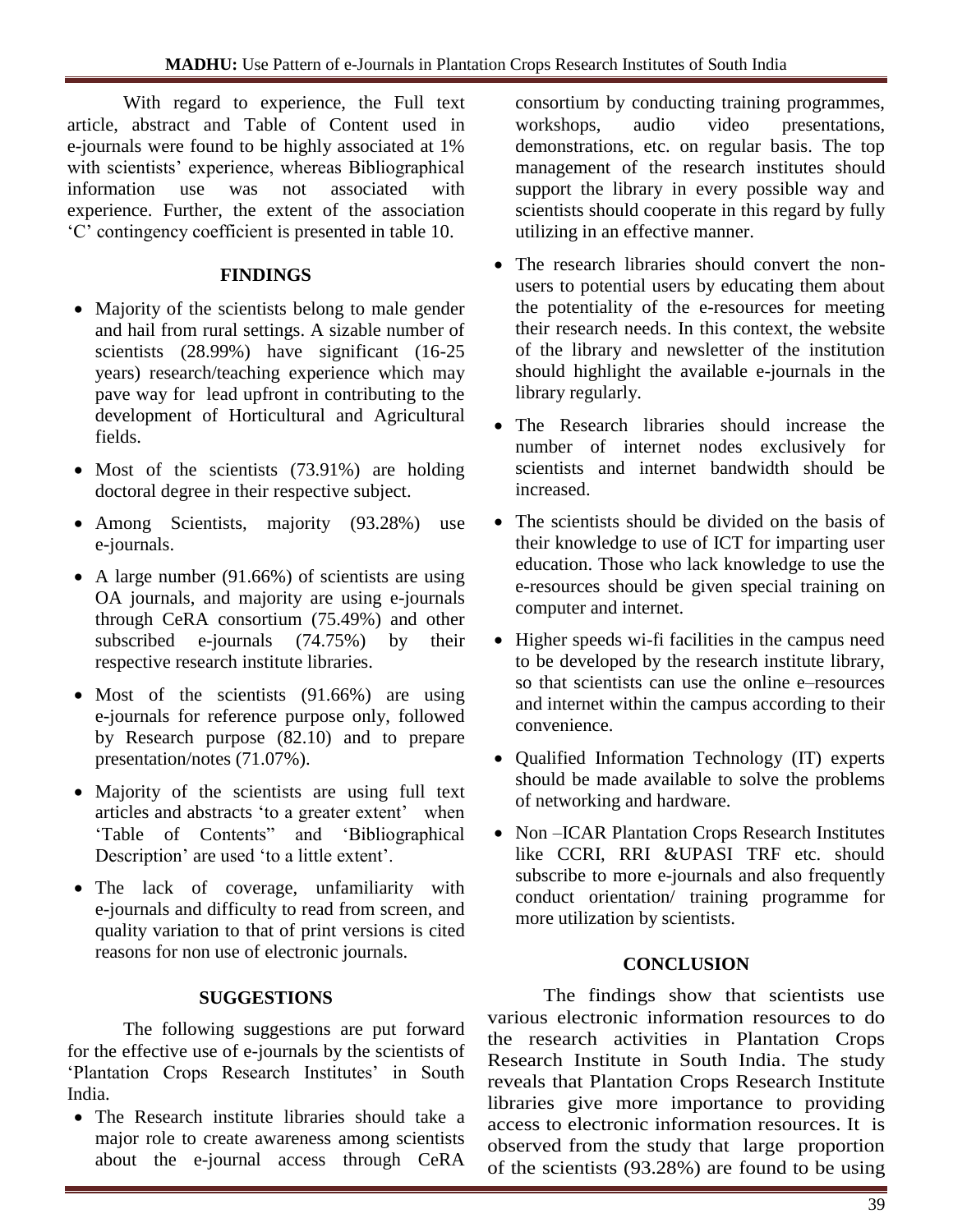With regard to experience, the Full text article, abstract and Table of Content used in e-journals were found to be highly associated at 1% with scientists' experience, whereas Bibliographical information use was not associated with experience. Further, the extent of the association 'C' contingency coefficient is presented in table 10.

## FINDINGS

- Majority of the scientists belong to male gender and hail from rural settings. A sizable number of scientists (28.99%) have significant (16-25 years) research/teaching experience which may pave way for lead upfront in contributing to the development of Horticultural and Agricultural fields.
- Most of the scientists (73.91%) are holding doctoral degree in their respective subject.
- Among Scientists, majority (93.28%) use e-journals.
- A large number (91.66%) of scientists are using OA journals, and majority are using e-journals through CeRA consortium (75.49%) and other subscribed e-journals (74.75%) by their respective research institute libraries.
- Most of the scientists (91.66%) are using e-journals for reference purpose only, followed by Research purpose (82.10) and to prepare presentation/notes (71.07%).
- Majority of the scientists are using full text articles and abstracts 'to a greater extent' when 'Table of Contents" and 'Bibliographical Description' are used 'to a little extent'.
- The lack of coverage, unfamiliarity with e-journals and difficulty to read from screen, and quality variation to that of print versions is cited reasons for non use of electronic journals.

## SUGGESTIONS

The following suggestions are put forward for the effective use of e-journals by the scientists of 'Plantation Crops Research Institutes' in South India.

- The Research institute libraries should take a major role to create awareness among scientists about the e-journal access through CeRA consortium by conducting training programmes, workshops, audio video presentations, demonstrations, etc. on regular basis. The top management of the research institutes should support the library in every possible way and scientists should cooperate in this regard by fully utilizing in an effective manner.
- The research libraries should convert the non-users to potential users by educating them about the potentiality of the e-resources for meeting their research needs. In this context, the website of the library and newsletter of the institution should highlight the available e-journals in the library regularly.
- The Research libraries should increase the number of internet nodes exclusively for scientists and internet bandwidth should be increased.
- The scientists should be divided on the basis of their knowledge to use of ICT for imparting user education. Those who lack knowledge to use the e-resources should be given special training on computer and internet.
- Higher speeds wi-fi facilities in the campus need to be developed by the research institute library, so that scientists can use the online e–resources and internet within the campus according to their convenience.
- Qualified Information Technology (IT) experts should be made available to solve the problems of networking and hardware.
- Non –ICAR Plantation Crops Research Institutes like CCRI, RRI &UPASI TRF etc. should subscribe to more e-journals and also frequently conduct orientation/ training programme for more utilization by scientists.

## CONCLUSION

The findings show that scientists use various electronic information resources to do the research activities in Plantation Crops Research Institute in South India. The study reveals that Plantation Crops Research Institute libraries give more importance to providing access to electronic information resources. It is observed from the study that large proportion of the scientists (93.28%) are found to be using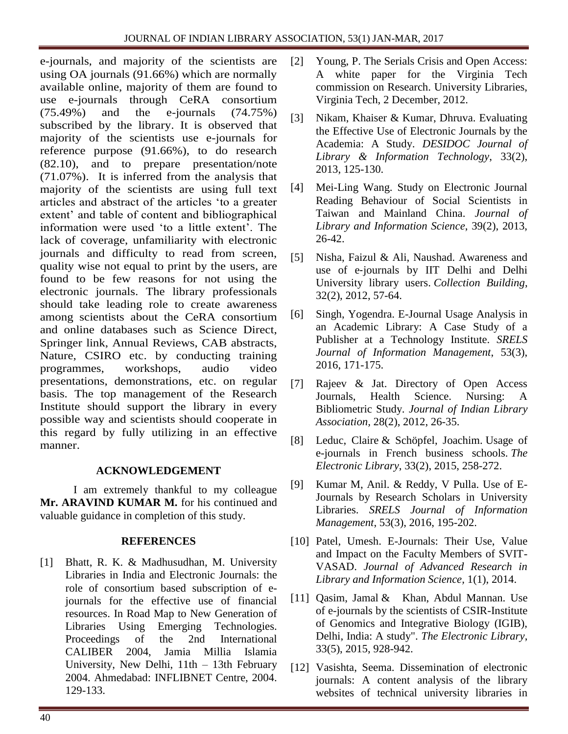e-journals, and majority of the scientists are using OA journals (91.66%) which are normally available online, majority of them are found to use e-journals through CeRA consortium (75.49%) and the e-journals (74.75%) subscribed by the library. It is observed that majority of the scientists use e-journals for reference purpose (91.66%), to do research (82.10), and to prepare presentation/note (71.07%). It is inferred from the analysis that majority of the scientists are using full text articles and abstract of the articles 'to a greater extent' and table of content and bibliographical information were used 'to a little extent'. The lack of coverage, unfamiliarity with electronic journals and difficulty to read from screen, quality wise not equal to print by the users, are found to be few reasons for not using the electronic journals. The library professionals should take leading role to create awareness among scientists about the CeRA consortium and online databases such as Science Direct, Springer link, Annual Reviews, CAB abstracts, Nature, CSIRO etc. by conducting training programmes, workshops, audio video presentations, demonstrations, etc. on regular basis. The top management of the Research Institute should support the library in every possible way and scientists should cooperate in this regard by fully utilizing in an effective manner.

## ACKNOWLEDGEMENT

I am extremely thankful to my colleague **Mr. ARAVIND KUMAR M.** for his continued and valuable guidance in completion of this study.

## REFERENCES

[1] Bhatt, R. K. & Madhusudhan, M. University Libraries in India and Electronic Journals: the role of consortium based subscription of e-journals for the effective use of financial resources. In Road Map to New Generation of Libraries Using Emerging Technologies. Proceedings of the 2nd International CALIBER 2004, Jamia Millia Islamia University, New Delhi, 11th – 13th February 2004. Ahmedabad: INFLIBNET Centre, 2004. 129-133.

[2] Young, P. The Serials Crisis and Open Access: A white paper for the Virginia Tech commission on Research. University Libraries, Virginia Tech, 2 December, 2012.

[3] Nikam, Khaiser & Kumar, Dhruva. Evaluating the Effective Use of Electronic Journals by the Academia: A Study. *DESIDOC Journal of Library & Information Technology*, 33(2), 2013, 125-130.

[4] Mei-Ling Wang. Study on Electronic Journal Reading Behaviour of Social Scientists in Taiwan and Mainland China. *Journal of Library and Information Science*, 39(2), 2013, 26-42.

[5] Nisha, Faizul & Ali, Naushad. Awareness and use of e-journals by IIT Delhi and Delhi University library users. *Collection Building*, 32(2), 2012, 57-64.

[6] Singh, Yogendra. E-Journal Usage Analysis in an Academic Library: A Case Study of a Publisher at a Technology Institute. *SRELS Journal of Information Management*, 53(3), 2016, 171-175.

[7] Rajeev & Jat. Directory of Open Access Journals, Health Science. Nursing: A Bibliometric Study. *Journal of Indian Library Association*, 28(2), 2012, 26-35.

[8] Leduc, Claire & Schöpfel, Joachim. Usage of e-journals in French business schools. *The Electronic Library*, 33(2), 2015, 258-272.

[9] Kumar M, Anil. & Reddy, V Pulla. Use of E-Journals by Research Scholars in University Libraries. *SRELS Journal of Information Management*, 53(3), 2016, 195-202.

[10] Patel, Umesh. E-Journals: Their Use, Value and Impact on the Faculty Members of SVIT-VASAD. *Journal of Advanced Research in Library and Information Science*, 1(1), 2014.

[11] Qasim, Jamal & Khan, Abdul Mannan. Use of e-journals by the scientists of CSIR-Institute of Genomics and Integrative Biology (IGIB), Delhi, India: A study". *The Electronic Library*, 33(5), 2015, 928-942.

[12] Vasishta, Seema. Dissemination of electronic journals: A content analysis of the library websites of technical university libraries in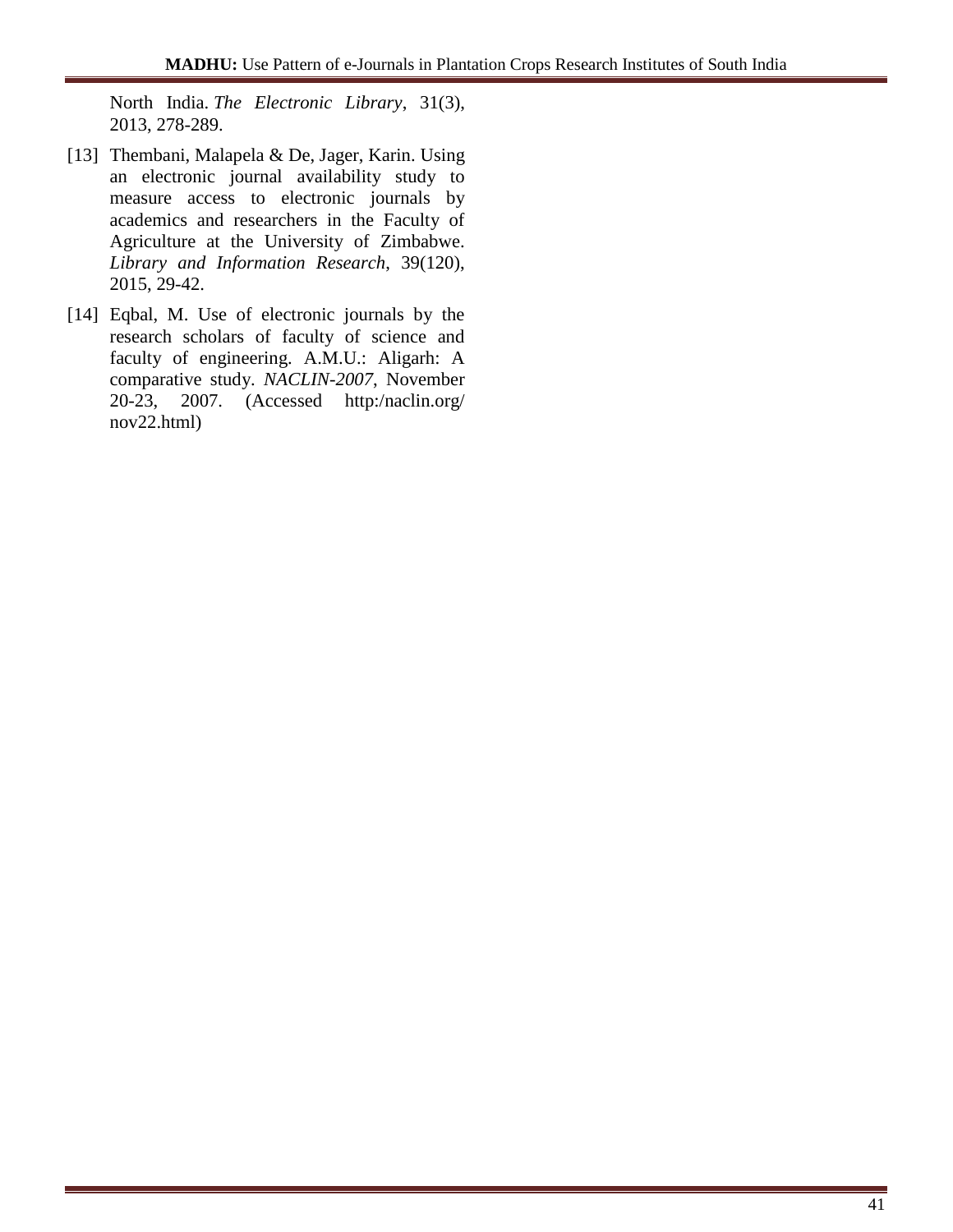North India. *The Electronic Library*, 31(3), 2013, 278-289.

[13] Thembani, Malapela & De, Jager, Karin. Using an electronic journal availability study to measure access to electronic journals by academics and researchers in the Faculty of Agriculture at the University of Zimbabwe. *Library and Information Research*, 39(120), 2015, 29-42.

[14] Eqbal, M. Use of electronic journals by the research scholars of faculty of science and faculty of engineering. A.M.U.: Aligarh: A comparative study. *NACLIN-2007*, November 20-23, 2007. (Accessed http:/naclin.org/ nov22.html)